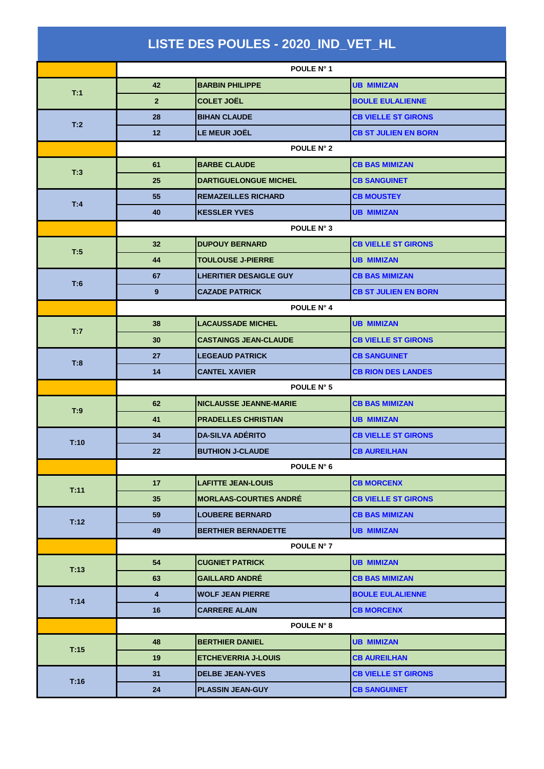# LISTE DES POULES - 2020_IND_VET_HL

| | | | |
|---|---|---|---|
| | POULE N° 1 | | |
| T:1 | 42 | BARBIN PHILIPPE | UB MIMIZAN |
| | 2 | COLET JOËL | BOULE EULALIENNE |
| T:2 | 28 | BIHAN CLAUDE | CB VIELLE ST GIRONS |
| | 12 | LE MEUR JOËL | CB ST JULIEN EN BORN |
| | POULE N° 2 | | |
| T:3 | 61 | BARBE CLAUDE | CB BAS MIMIZAN |
| | 25 | DARTIGUELONGUE MICHEL | CB SANGUINET |
| T:4 | 55 | REMAZEILLES RICHARD | CB MOUSTEY |
| | 40 | KESSLER YVES | UB MIMIZAN |
| | POULE N° 3 | | |
| T:5 | 32 | DUPOUY BERNARD | CB VIELLE ST GIRONS |
| | 44 | TOULOUSE J-PIERRE | UB MIMIZAN |
| T:6 | 67 | LHERITIER DESAIGLE GUY | CB BAS MIMIZAN |
| | 9 | CAZADE PATRICK | CB ST JULIEN EN BORN |
| | POULE N° 4 | | |
| T:7 | 38 | LACAUSSADE MICHEL | UB MIMIZAN |
| | 30 | CASTAINGS JEAN-CLAUDE | CB VIELLE ST GIRONS |
| T:8 | 27 | LEGEAUD PATRICK | CB SANGUINET |
| | 14 | CANTEL XAVIER | CB RION DES LANDES |
| | POULE N° 5 | | |
| T:9 | 62 | NICLAUSSE JEANNE-MARIE | CB BAS MIMIZAN |
| | 41 | PRADELLES CHRISTIAN | UB MIMIZAN |
| T:10 | 34 | DA-SILVA ADÉRITO | CB VIELLE ST GIRONS |
| | 22 | BUTHION J-CLAUDE | CB AUREILHAN |
| | POULE N° 6 | | |
| T:11 | 17 | LAFITTE JEAN-LOUIS | CB MORCENX |
| | 35 | MORLAAS-COURTIES ANDRÉ | CB VIELLE ST GIRONS |
| T:12 | 59 | LOUBERE BERNARD | CB BAS MIMIZAN |
| | 49 | BERTHIER BERNADETTE | UB MIMIZAN |
| | POULE N° 7 | | |
| T:13 | 54 | CUGNIET PATRICK | UB MIMIZAN |
| | 63 | GAILLARD ANDRÉ | CB BAS MIMIZAN |
| T:14 | 4 | WOLF JEAN PIERRE | BOULE EULALIENNE |
| | 16 | CARRERE ALAIN | CB MORCENX |
| | POULE N° 8 | | |
| T:15 | 48 | BERTHIER DANIEL | UB MIMIZAN |
| | 19 | ETCHEVERRIA J-LOUIS | CB AUREILHAN |
| T:16 | 31 | DELBE JEAN-YVES | CB VIELLE ST GIRONS |
| | 24 | PLASSIN JEAN-GUY | CB SANGUINET |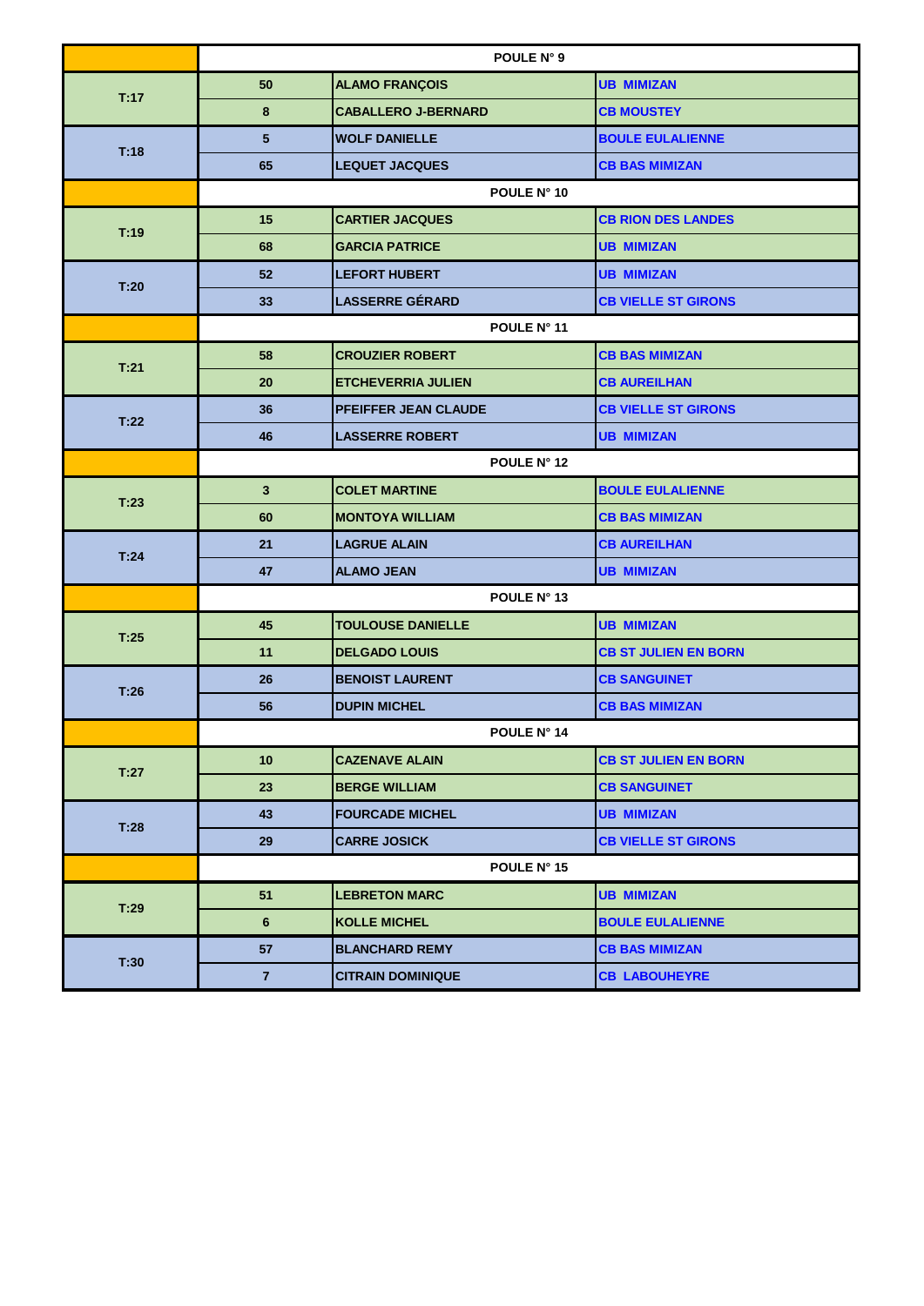| | POULE N° 9 | | |
|---|---|---|---|
| T:17 | 50 | ALAMO FRANÇOIS | UB MIMIZAN |
| | 8 | CABALLERO J-BERNARD | CB MOUSTEY |
| T:18 | 5 | WOLF DANIELLE | BOULE EULALIENNE |
| | 65 | LEQUET JACQUES | CB BAS MIMIZAN |
| | POULE N° 10 | | |
| T:19 | 15 | CARTIER JACQUES | CB RION DES LANDES |
| | 68 | GARCIA PATRICE | UB MIMIZAN |
| T:20 | 52 | LEFORT HUBERT | UB MIMIZAN |
| | 33 | LASSERRE GÉRARD | CB VIELLE ST GIRONS |
| | POULE N° 11 | | |
| T:21 | 58 | CROUZIER ROBERT | CB BAS MIMIZAN |
| | 20 | ETCHEVERRIA JULIEN | CB AUREILHAN |
| T:22 | 36 | PFEIFFER JEAN CLAUDE | CB VIELLE ST GIRONS |
| | 46 | LASSERRE ROBERT | UB MIMIZAN |
| | POULE N° 12 | | |
| T:23 | 3 | COLET MARTINE | BOULE EULALIENNE |
| | 60 | MONTOYA WILLIAM | CB BAS MIMIZAN |
| T:24 | 21 | LAGRUE ALAIN | CB AUREILHAN |
| | 47 | ALAMO JEAN | UB MIMIZAN |
| | POULE N° 13 | | |
| T:25 | 45 | TOULOUSE DANIELLE | UB MIMIZAN |
| | 11 | DELGADO LOUIS | CB ST JULIEN EN BORN |
| T:26 | 26 | BENOIST LAURENT | CB SANGUINET |
| | 56 | DUPIN MICHEL | CB BAS MIMIZAN |
| | POULE N° 14 | | |
| T:27 | 10 | CAZENAVE ALAIN | CB ST JULIEN EN BORN |
| | 23 | BERGE WILLIAM | CB SANGUINET |
| T:28 | 43 | FOURCADE MICHEL | UB MIMIZAN |
| | 29 | CARRE JOSICK | CB VIELLE ST GIRONS |
| | POULE N° 15 | | |
| T:29 | 51 | LEBRETON MARC | UB MIMIZAN |
| | 6 | KOLLE MICHEL | BOULE EULALIENNE |
| T:30 | 57 | BLANCHARD REMY | CB BAS MIMIZAN |
| | 7 | CITRAIN DOMINIQUE | CB LABOUHEYRE |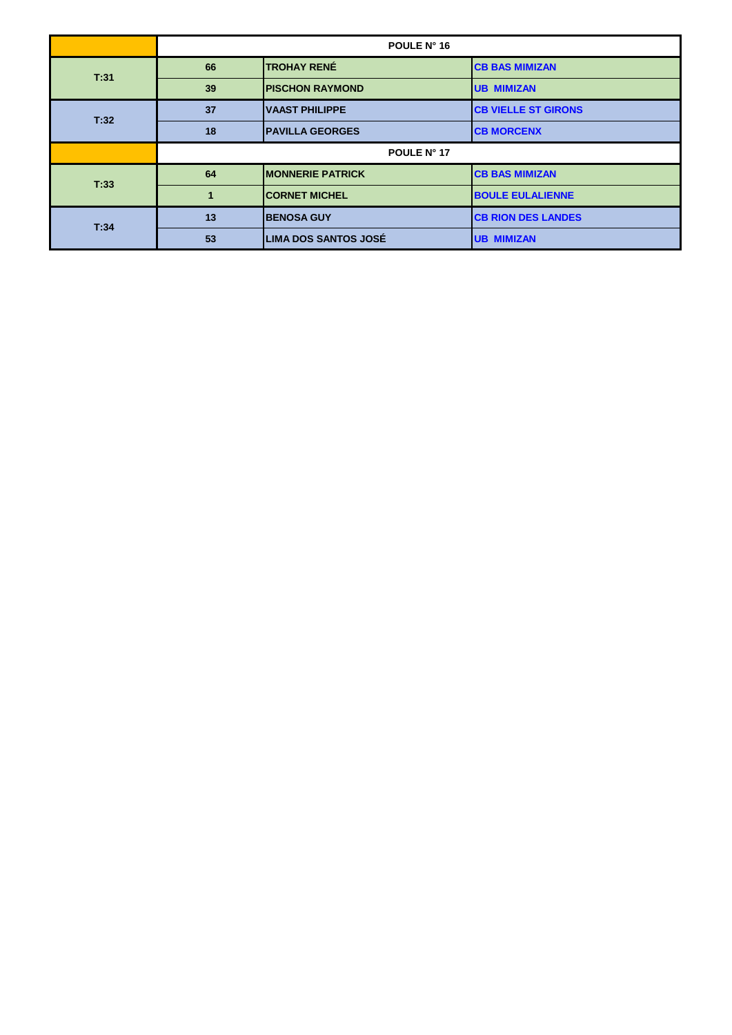| | | | |
|---|---|---|---|
| | POULE N° 16 | | |
| T:31 | 66 | TROHAY RENÉ | CB BAS MIMIZAN |
| | 39 | PISCHON RAYMOND | UB MIMIZAN |
| T:32 | 37 | VAAST PHILIPPE | CB VIELLE ST GIRONS |
| | 18 | PAVILLA GEORGES | CB MORCENX |
| | POULE N° 17 | | |
| T:33 | 64 | MONNERIE PATRICK | CB BAS MIMIZAN |
| | 1 | CORNET MICHEL | BOULE EULALIENNE |
| T:34 | 13 | BENOSA GUY | CB RION DES LANDES |
| | 53 | LIMA DOS SANTOS JOSÉ | UB MIMIZAN |